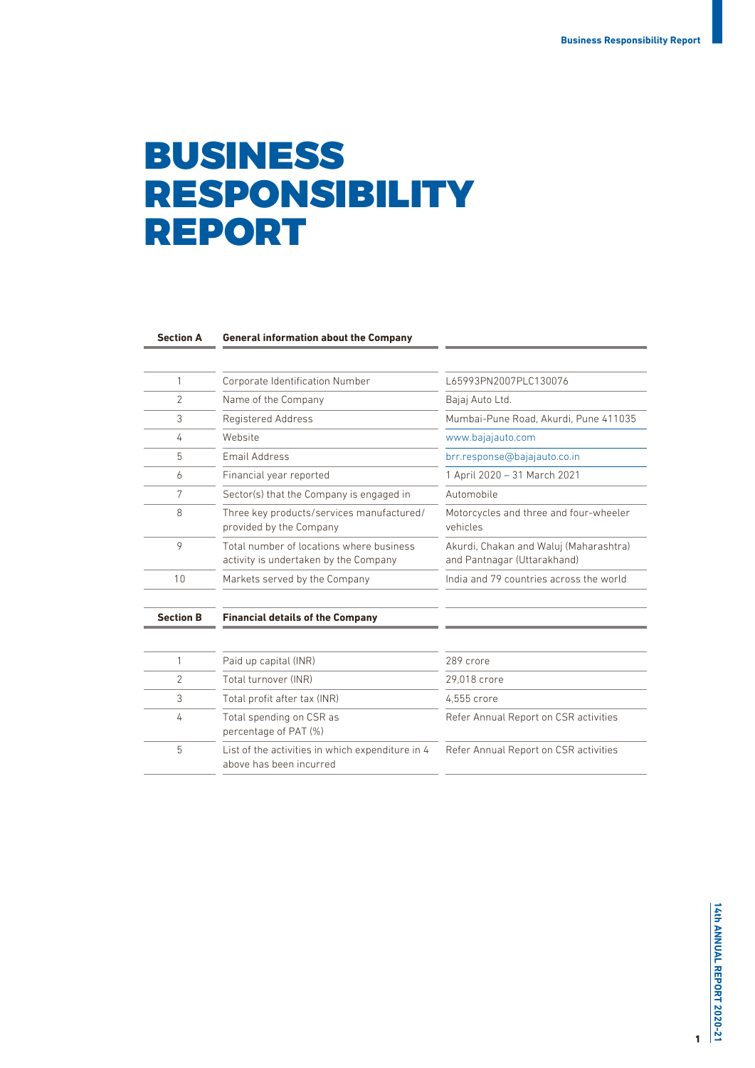# BUSINESS RESPONSIBILITY REPORT

| Section A | General information about the Company | |
|---|---|---|
| 1 | Corporate Identification Number | L65993PN2007PLC130076 |
| 2 | Name of the Company | Bajaj Auto Ltd. |
| 3 | Registered Address | Mumbai-Pune Road, Akurdi, Pune 411035 |
| 4 | Website | www.bajajauto.com |
| 5 | Email Address | brr.response@bajajauto.co.in |
| 6 | Financial year reported | 1 April 2020 – 31 March 2021 |
| 7 | Sector(s) that the Company is engaged in | Automobile |
| 8 | Three key products/services manufactured/ provided by the Company | Motorcycles and three and four-wheeler vehicles |
| 9 | Total number of locations where business activity is undertaken by the Company | Akurdi, Chakan and Waluj (Maharashtra) and Pantnagar (Uttarakhand) |
| 10 | Markets served by the Company | India and 79 countries across the world |

| Section B | Financial details of the Company | |
|---|---|---|
| 1 | Paid up capital (INR) | 289 crore |
| 2 | Total turnover (INR) | 29,018 crore |
| 3 | Total profit after tax (INR) | 4,555 crore |
| 4 | Total spending on CSR as percentage of PAT (%) | Refer Annual Report on CSR activities |
| 5 | List of the activities in which expenditure in 4 above has been incurred | Refer Annual Report on CSR activities |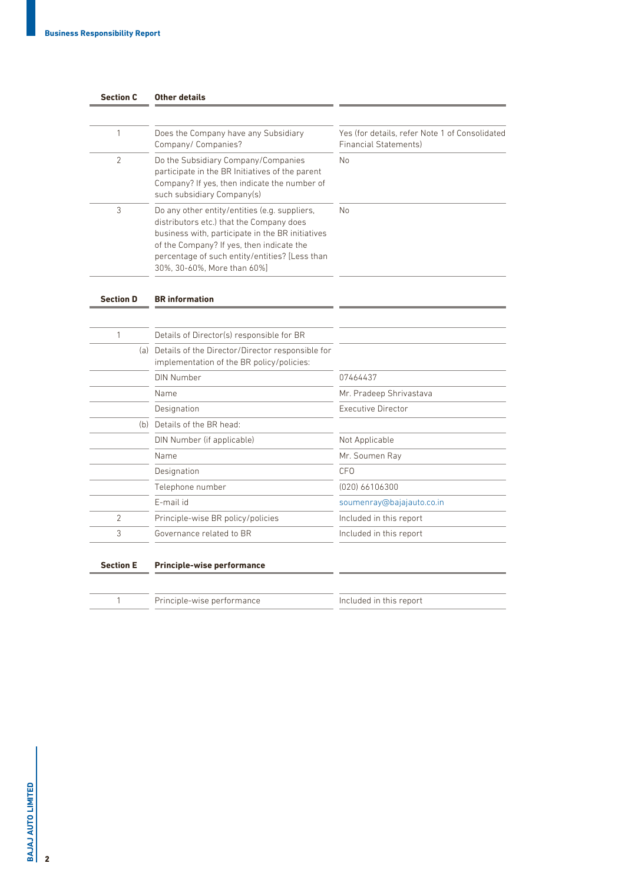| Section C | Other details | |
|---|---|---|
| 1 | Does the Company have any Subsidiary Company/ Companies? | Yes (for details, refer Note 1 of Consolidated Financial Statements) |
| 2 | Do the Subsidiary Company/Companies participate in the BR Initiatives of the parent Company? If yes, then indicate the number of such subsidiary Company(s) | No |
| 3 | Do any other entity/entities (e.g. suppliers, distributors etc.) that the Company does business with, participate in the BR initiatives of the Company? If yes, then indicate the percentage of such entity/entities? [Less than 30%, 30-60%, More than 60%] | No |

| Section D | BR information | |
|---|---|---|
| 1 | Details of Director(s) responsible for BR | |
| (a) | Details of the Director/Director responsible for implementation of the BR policy/policies: | |
| | DIN Number | 07464437 |
| | Name | Mr. Pradeep Shrivastava |
| | Designation | Executive Director |
| (b) | Details of the BR head: | |
| | DIN Number (if applicable) | Not Applicable |
| | Name | Mr. Soumen Ray |
| | Designation | CFO |
| | Telephone number | (020) 66106300 |
| | E-mail id | soumenray@bajajauto.co.in |
| 2 | Principle-wise BR policy/policies | Included in this report |
| 3 | Governance related to BR | Included in this report |

| Section E | Principle-wise performance | |
|---|---|---|
| 1 | Principle-wise performance | Included in this report |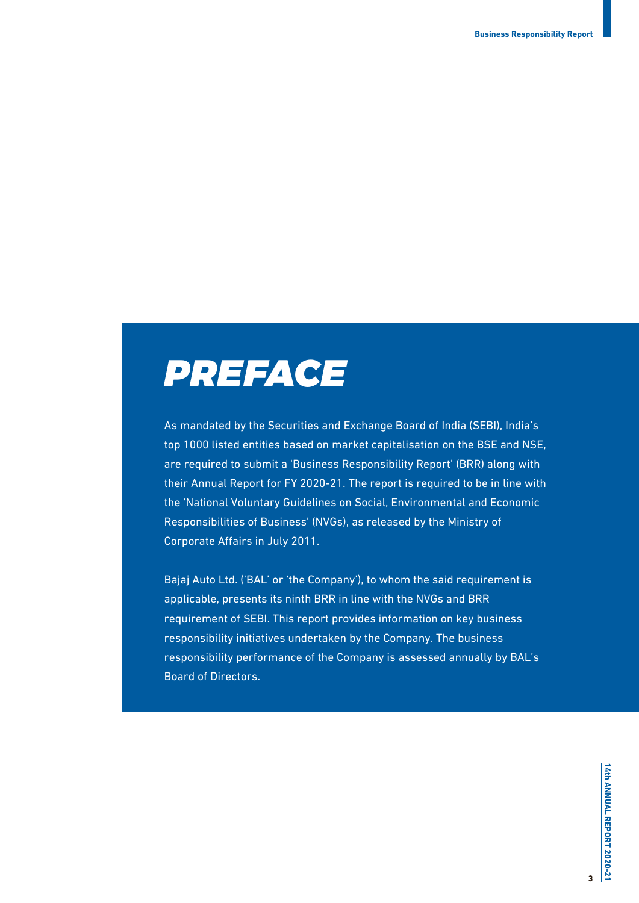# PREFACE

As mandated by the Securities and Exchange Board of India (SEBI), India's top 1000 listed entities based on market capitalisation on the BSE and NSE, are required to submit a 'Business Responsibility Report' (BRR) along with their Annual Report for FY 2020-21. The report is required to be in line with the 'National Voluntary Guidelines on Social, Environmental and Economic Responsibilities of Business' (NVGs), as released by the Ministry of Corporate Affairs in July 2011.

Bajaj Auto Ltd. ('BAL' or 'the Company'), to whom the said requirement is applicable, presents its ninth BRR in line with the NVGs and BRR requirement of SEBI. This report provides information on key business responsibility initiatives undertaken by the Company. The business responsibility performance of the Company is assessed annually by BAL's Board of Directors.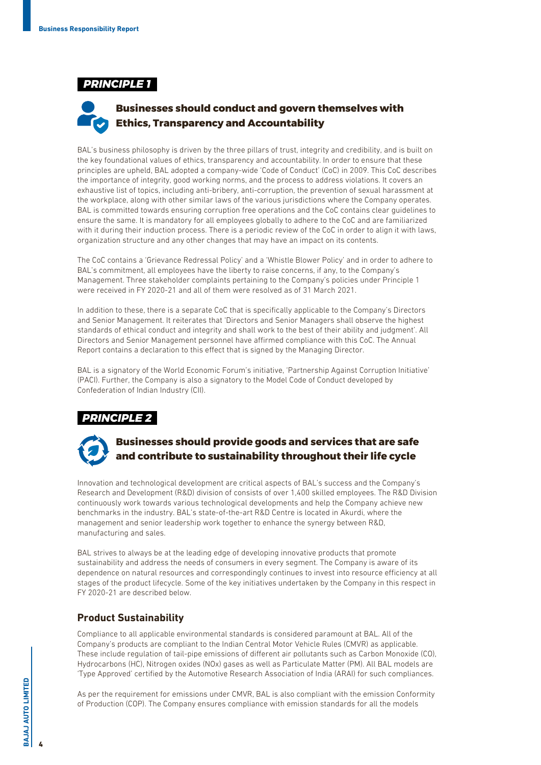## PRINCIPLE 1

### Businesses should conduct and govern themselves with Ethics, Transparency and Accountability

BAL's business philosophy is driven by the three pillars of trust, integrity and credibility, and is built on the key foundational values of ethics, transparency and accountability. In order to ensure that these principles are upheld, BAL adopted a company-wide 'Code of Conduct' (CoC) in 2009. This CoC describes the importance of integrity, good working norms, and the process to address violations. It covers an exhaustive list of topics, including anti-bribery, anti-corruption, the prevention of sexual harassment at the workplace, along with other similar laws of the various jurisdictions where the Company operates. BAL is committed towards ensuring corruption free operations and the CoC contains clear guidelines to ensure the same. It is mandatory for all employees globally to adhere to the CoC and are familiarized with it during their induction process. There is a periodic review of the CoC in order to align it with laws, organization structure and any other changes that may have an impact on its contents.

The CoC contains a 'Grievance Redressal Policy' and a 'Whistle Blower Policy' and in order to adhere to BAL's commitment, all employees have the liberty to raise concerns, if any, to the Company's Management. Three stakeholder complaints pertaining to the Company's policies under Principle 1 were received in FY 2020-21 and all of them were resolved as of 31 March 2021.

In addition to these, there is a separate CoC that is specifically applicable to the Company's Directors and Senior Management. It reiterates that 'Directors and Senior Managers shall observe the highest standards of ethical conduct and integrity and shall work to the best of their ability and judgment'. All Directors and Senior Management personnel have affirmed compliance with this CoC. The Annual Report contains a declaration to this effect that is signed by the Managing Director.

BAL is a signatory of the World Economic Forum's initiative, 'Partnership Against Corruption Initiative' (PACI). Further, the Company is also a signatory to the Model Code of Conduct developed by Confederation of Indian Industry (CII).

## PRINCIPLE 2

### Businesses should provide goods and services that are safe and contribute to sustainability throughout their life cycle

Innovation and technological development are critical aspects of BAL's success and the Company's Research and Development (R&D) division of consists of over 1,400 skilled employees. The R&D Division continuously work towards various technological developments and help the Company achieve new benchmarks in the industry. BAL's state-of-the-art R&D Centre is located in Akurdi, where the management and senior leadership work together to enhance the synergy between R&D, manufacturing and sales.

BAL strives to always be at the leading edge of developing innovative products that promote sustainability and address the needs of consumers in every segment. The Company is aware of its dependence on natural resources and correspondingly continues to invest into resource efficiency at all stages of the product lifecycle. Some of the key initiatives undertaken by the Company in this respect in FY 2020-21 are described below.

### Product Sustainability

Compliance to all applicable environmental standards is considered paramount at BAL. All of the Company's products are compliant to the Indian Central Motor Vehicle Rules (CMVR) as applicable. These include regulation of tail-pipe emissions of different air pollutants such as Carbon Monoxide (CO), Hydrocarbons (HC), Nitrogen oxides (NOx) gases as well as Particulate Matter (PM). All BAL models are 'Type Approved' certified by the Automotive Research Association of India (ARAI) for such compliances.

As per the requirement for emissions under CMVR, BAL is also compliant with the emission Conformity of Production (COP). The Company ensures compliance with emission standards for all the models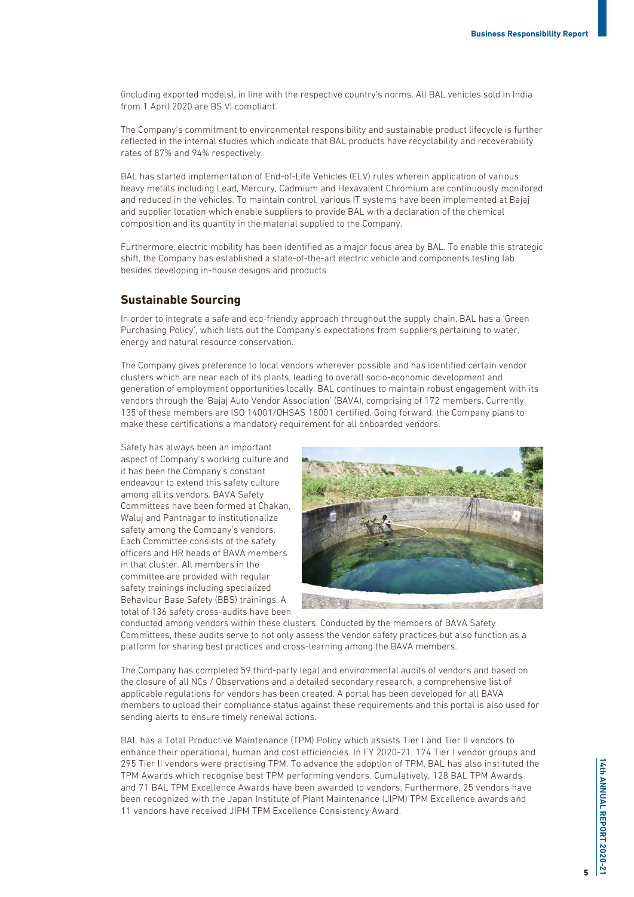(including exported models), in line with the respective country's norms. All BAL vehicles sold in India from 1 April 2020 are BS VI compliant.

The Company's commitment to environmental responsibility and sustainable product lifecycle is further reflected in the internal studies which indicate that BAL products have recyclability and recoverability rates of 87% and 94% respectively.

BAL has started implementation of End-of-Life Vehicles (ELV) rules wherein application of various heavy metals including Lead, Mercury, Cadmium and Hexavalent Chromium are continuously monitored and reduced in the vehicles. To maintain control, various IT systems have been implemented at Bajaj and supplier location which enable suppliers to provide BAL with a declaration of the chemical composition and its quantity in the material supplied to the Company.

Furthermore, electric mobility has been identified as a major focus area by BAL. To enable this strategic shift, the Company has established a state-of-the-art electric vehicle and components testing lab besides developing in-house designs and products

## Sustainable Sourcing

In order to integrate a safe and eco-friendly approach throughout the supply chain, BAL has a 'Green Purchasing Policy', which lists out the Company's expectations from suppliers pertaining to water, energy and natural resource conservation.

The Company gives preference to local vendors wherever possible and has identified certain vendor clusters which are near each of its plants, leading to overall socio-economic development and generation of employment opportunities locally. BAL continues to maintain robust engagement with its vendors through the 'Bajaj Auto Vendor Association' (BAVA), comprising of 172 members. Currently, 135 of these members are ISO 14001/OHSAS 18001 certified. Going forward, the Company plans to make these certifications a mandatory requirement for all onboarded vendors.

Safety has always been an important aspect of Company's working culture and it has been the Company's constant endeavour to extend this safety culture among all its vendors. BAVA Safety Committees have been formed at Chakan, Waluj and Pantnagar to institutionalize safety among the Company's vendors. Each Committee consists of the safety officers and HR heads of BAVA members in that cluster. All members in the committee are provided with regular safety trainings including specialized Behaviour Base Safety (BBS) trainings. A total of 136 safety cross-audits have been conducted among vendors within these clusters. Conducted by the members of BAVA Safety Committees, these audits serve to not only assess the vendor safety practices but also function as a platform for sharing best practices and cross-learning among the BAVA members.

The Company has completed 59 third-party legal and environmental audits of vendors and based on the closure of all NCs / Observations and a detailed secondary research, a comprehensive list of applicable regulations for vendors has been created. A portal has been developed for all BAVA members to upload their compliance status against these requirements and this portal is also used for sending alerts to ensure timely renewal actions.

BAL has a Total Productive Maintenance (TPM) Policy which assists Tier I and Tier II vendors to enhance their operational, human and cost efficiencies. In FY 2020-21, 174 Tier I vendor groups and 295 Tier II vendors were practising TPM. To advance the adoption of TPM, BAL has also instituted the TPM Awards which recognise best TPM performing vendors. Cumulatively, 128 BAL TPM Awards and 71 BAL TPM Excellence Awards have been awarded to vendors. Furthermore, 25 vendors have been recognized with the Japan Institute of Plant Maintenance (JIPM) TPM Excellence awards and 11 vendors have received JIPM TPM Excellence Consistency Award.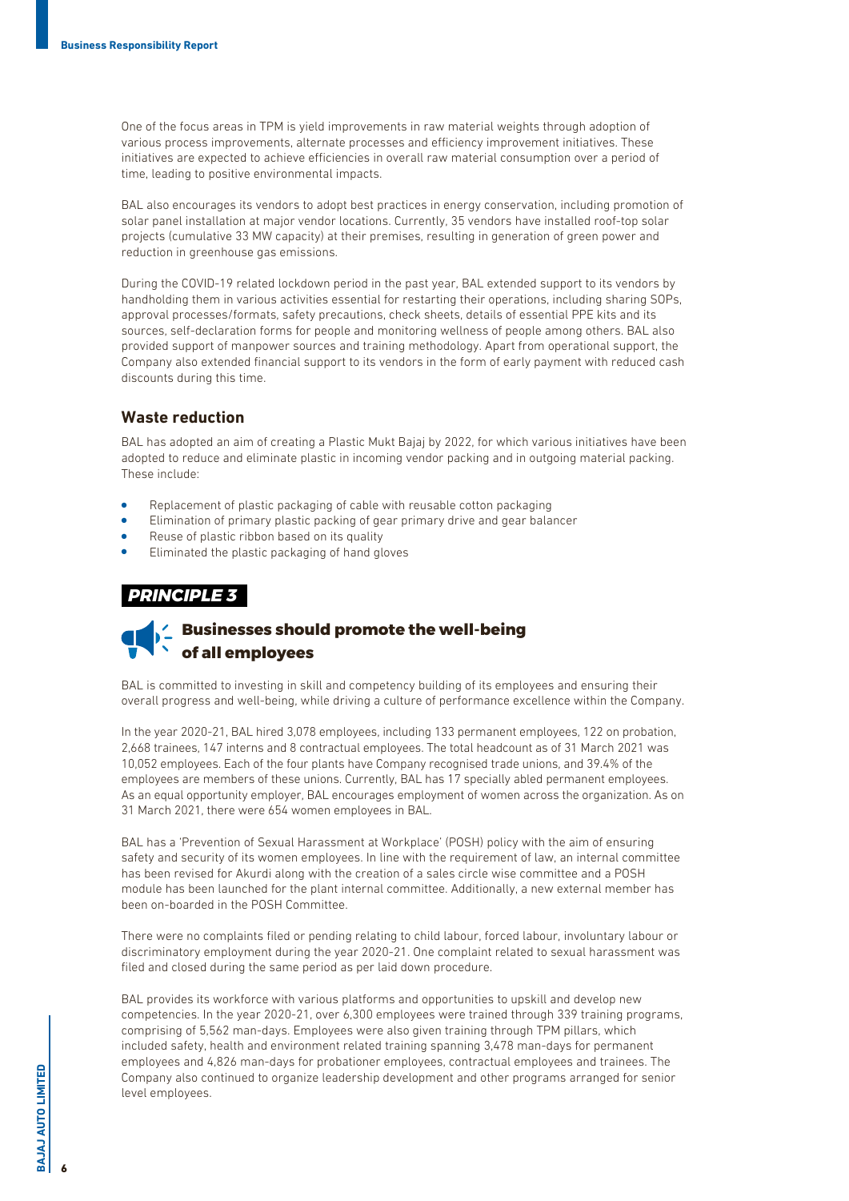One of the focus areas in TPM is yield improvements in raw material weights through adoption of various process improvements, alternate processes and efficiency improvement initiatives. These initiatives are expected to achieve efficiencies in overall raw material consumption over a period of time, leading to positive environmental impacts.

BAL also encourages its vendors to adopt best practices in energy conservation, including promotion of solar panel installation at major vendor locations. Currently, 35 vendors have installed roof-top solar projects (cumulative 33 MW capacity) at their premises, resulting in generation of green power and reduction in greenhouse gas emissions.

During the COVID-19 related lockdown period in the past year, BAL extended support to its vendors by handholding them in various activities essential for restarting their operations, including sharing SOPs, approval processes/formats, safety precautions, check sheets, details of essential PPE kits and its sources, self-declaration forms for people and monitoring wellness of people among others. BAL also provided support of manpower sources and training methodology. Apart from operational support, the Company also extended financial support to its vendors in the form of early payment with reduced cash discounts during this time.

### Waste reduction

BAL has adopted an aim of creating a Plastic Mukt Bajaj by 2022, for which various initiatives have been adopted to reduce and eliminate plastic in incoming vendor packing and in outgoing material packing. These include:

- Replacement of plastic packaging of cable with reusable cotton packaging
- Elimination of primary plastic packing of gear primary drive and gear balancer
- Reuse of plastic ribbon based on its quality
- Eliminated the plastic packaging of hand gloves

## *PRINCIPLE 3*

## Businesses should promote the well-being of all employees

BAL is committed to investing in skill and competency building of its employees and ensuring their overall progress and well-being, while driving a culture of performance excellence within the Company.

In the year 2020-21, BAL hired 3,078 employees, including 133 permanent employees, 122 on probation, 2,668 trainees, 147 interns and 8 contractual employees. The total headcount as of 31 March 2021 was 10,052 employees. Each of the four plants have Company recognised trade unions, and 39.4% of the employees are members of these unions. Currently, BAL has 17 specially abled permanent employees. As an equal opportunity employer, BAL encourages employment of women across the organization. As on 31 March 2021, there were 654 women employees in BAL.

BAL has a 'Prevention of Sexual Harassment at Workplace' (POSH) policy with the aim of ensuring safety and security of its women employees. In line with the requirement of law, an internal committee has been revised for Akurdi along with the creation of a sales circle wise committee and a POSH module has been launched for the plant internal committee. Additionally, a new external member has been on-boarded in the POSH Committee.

There were no complaints filed or pending relating to child labour, forced labour, involuntary labour or discriminatory employment during the year 2020-21. One complaint related to sexual harassment was filed and closed during the same period as per laid down procedure.

BAL provides its workforce with various platforms and opportunities to upskill and develop new competencies. In the year 2020-21, over 6,300 employees were trained through 339 training programs, comprising of 5,562 man-days. Employees were also given training through TPM pillars, which included safety, health and environment related training spanning 3,478 man-days for permanent employees and 4,826 man-days for probationer employees, contractual employees and trainees. The Company also continued to organize leadership development and other programs arranged for senior level employees.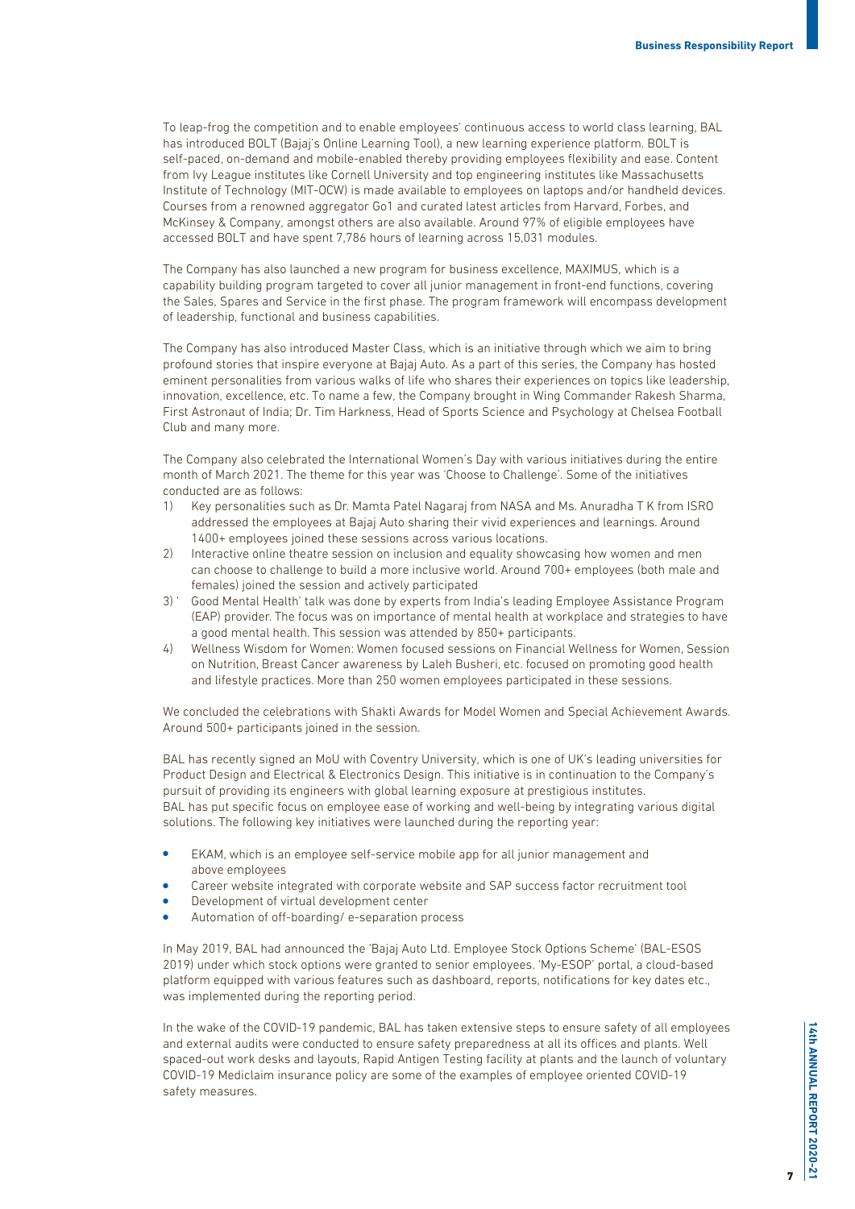To leap-frog the competition and to enable employees' continuous access to world class learning, BAL has introduced BOLT (Bajaj's Online Learning Tool), a new learning experience platform. BOLT is self-paced, on-demand and mobile-enabled thereby providing employees flexibility and ease. Content from Ivy League institutes like Cornell University and top engineering institutes like Massachusetts Institute of Technology (MIT-OCW) is made available to employees on laptops and/or handheld devices. Courses from a renowned aggregator Go1 and curated latest articles from Harvard, Forbes, and McKinsey & Company, amongst others are also available. Around 97% of eligible employees have accessed BOLT and have spent 7,786 hours of learning across 15,031 modules.

The Company has also launched a new program for business excellence, MAXIMUS, which is a capability building program targeted to cover all junior management in front-end functions, covering the Sales, Spares and Service in the first phase. The program framework will encompass development of leadership, functional and business capabilities.

The Company has also introduced Master Class, which is an initiative through which we aim to bring profound stories that inspire everyone at Bajaj Auto. As a part of this series, the Company has hosted eminent personalities from various walks of life who shares their experiences on topics like leadership, innovation, excellence, etc. To name a few, the Company brought in Wing Commander Rakesh Sharma, First Astronaut of India; Dr. Tim Harkness, Head of Sports Science and Psychology at Chelsea Football Club and many more.

The Company also celebrated the International Women's Day with various initiatives during the entire month of March 2021. The theme for this year was 'Choose to Challenge'. Some of the initiatives conducted are as follows:

1) Key personalities such as Dr. Mamta Patel Nagaraj from NASA and Ms. Anuradha T K from ISRO addressed the employees at Bajaj Auto sharing their vivid experiences and learnings. Around 1400+ employees joined these sessions across various locations.
2) Interactive online theatre session on inclusion and equality showcasing how women and men can choose to challenge to build a more inclusive world. Around 700+ employees (both male and females) joined the session and actively participated
3) 'Good Mental Health' talk was done by experts from India's leading Employee Assistance Program (EAP) provider. The focus was on importance of mental health at workplace and strategies to have a good mental health. This session was attended by 850+ participants.
4) Wellness Wisdom for Women: Women focused sessions on Financial Wellness for Women, Session on Nutrition, Breast Cancer awareness by Laleh Busheri, etc. focused on promoting good health and lifestyle practices. More than 250 women employees participated in these sessions.

We concluded the celebrations with Shakti Awards for Model Women and Special Achievement Awards. Around 500+ participants joined in the session.

BAL has recently signed an MoU with Coventry University, which is one of UK's leading universities for Product Design and Electrical & Electronics Design. This initiative is in continuation to the Company's pursuit of providing its engineers with global learning exposure at prestigious institutes.
BAL has put specific focus on employee ease of working and well-being by integrating various digital solutions. The following key initiatives were launched during the reporting year:

- EKAM, which is an employee self-service mobile app for all junior management and above employees
- Career website integrated with corporate website and SAP success factor recruitment tool
- Development of virtual development center
- Automation of off-boarding/ e-separation process

In May 2019, BAL had announced the 'Bajaj Auto Ltd. Employee Stock Options Scheme' (BAL-ESOS 2019) under which stock options were granted to senior employees. 'My-ESOP' portal, a cloud-based platform equipped with various features such as dashboard, reports, notifications for key dates etc., was implemented during the reporting period.

In the wake of the COVID-19 pandemic, BAL has taken extensive steps to ensure safety of all employees and external audits were conducted to ensure safety preparedness at all its offices and plants. Well spaced-out work desks and layouts, Rapid Antigen Testing facility at plants and the launch of voluntary COVID-19 Mediclaim insurance policy are some of the examples of employee oriented COVID-19 safety measures.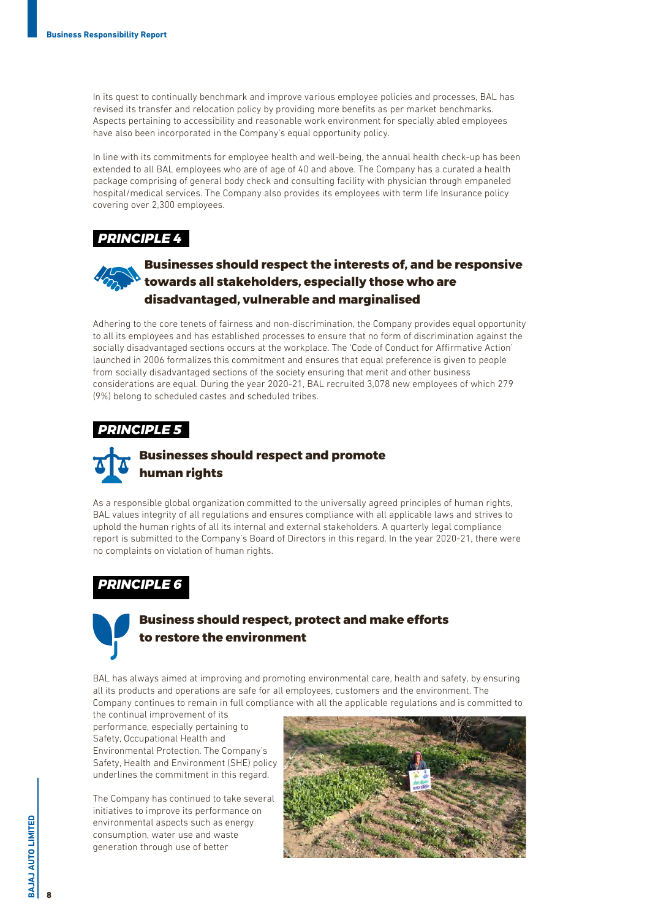In its quest to continually benchmark and improve various employee policies and processes, BAL has revised its transfer and relocation policy by providing more benefits as per market benchmarks. Aspects pertaining to accessibility and reasonable work environment for specially abled employees have also been incorporated in the Company's equal opportunity policy.

In line with its commitments for employee health and well-being, the annual health check-up has been extended to all BAL employees who are of age of 40 and above. The Company has a curated a health package comprising of general body check and consulting facility with physician through empaneled hospital/medical services. The Company also provides its employees with term life Insurance policy covering over 2,300 employees.

## PRINCIPLE 4

### Businesses should respect the interests of, and be responsive towards all stakeholders, especially those who are disadvantaged, vulnerable and marginalised

Adhering to the core tenets of fairness and non-discrimination, the Company provides equal opportunity to all its employees and has established processes to ensure that no form of discrimination against the socially disadvantaged sections occurs at the workplace. The 'Code of Conduct for Affirmative Action' launched in 2006 formalizes this commitment and ensures that equal preference is given to people from socially disadvantaged sections of the society ensuring that merit and other business considerations are equal. During the year 2020-21, BAL recruited 3,078 new employees of which 279 (9%) belong to scheduled castes and scheduled tribes.

## PRINCIPLE 5

### Businesses should respect and promote human rights

As a responsible global organization committed to the universally agreed principles of human rights, BAL values integrity of all regulations and ensures compliance with all applicable laws and strives to uphold the human rights of all its internal and external stakeholders. A quarterly legal compliance report is submitted to the Company's Board of Directors in this regard. In the year 2020-21, there were no complaints on violation of human rights.

## PRINCIPLE 6

### Business should respect, protect and make efforts to restore the environment

BAL has always aimed at improving and promoting environmental care, health and safety, by ensuring all its products and operations are safe for all employees, customers and the environment. The Company continues to remain in full compliance with all the applicable regulations and is committed to the continual improvement of its performance, especially pertaining to Safety, Occupational Health and Environmental Protection. The Company's Safety, Health and Environment (SHE) policy underlines the commitment in this regard.

The Company has continued to take several initiatives to improve its performance on environmental aspects such as energy consumption, water use and waste generation through use of better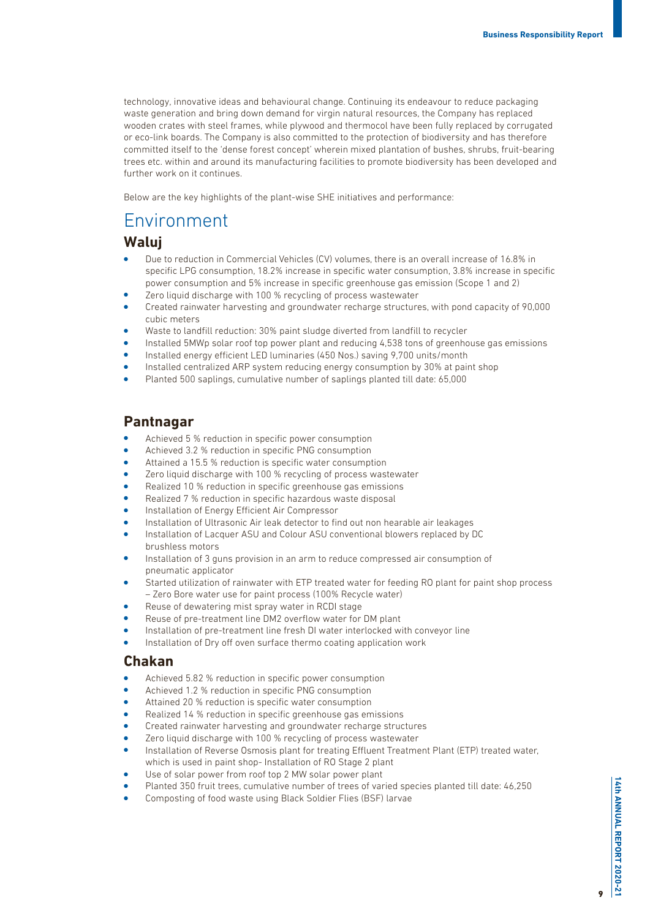technology, innovative ideas and behavioural change. Continuing its endeavour to reduce packaging waste generation and bring down demand for virgin natural resources, the Company has replaced wooden crates with steel frames, while plywood and thermocol have been fully replaced by corrugated or eco-link boards. The Company is also committed to the protection of biodiversity and has therefore committed itself to the 'dense forest concept' wherein mixed plantation of bushes, shrubs, fruit-bearing trees etc. within and around its manufacturing facilities to promote biodiversity has been developed and further work on it continues.

Below are the key highlights of the plant-wise SHE initiatives and performance:

# Environment

## Waluj

- Due to reduction in Commercial Vehicles (CV) volumes, there is an overall increase of 16.8% in specific LPG consumption, 18.2% increase in specific water consumption, 3.8% increase in specific power consumption and 5% increase in specific greenhouse gas emission (Scope 1 and 2)
- Zero liquid discharge with 100 % recycling of process wastewater
- Created rainwater harvesting and groundwater recharge structures, with pond capacity of 90,000 cubic meters
- Waste to landfill reduction: 30% paint sludge diverted from landfill to recycler
- Installed 5MWp solar roof top power plant and reducing 4,538 tons of greenhouse gas emissions
- Installed energy efficient LED luminaries (450 Nos.) saving 9,700 units/month
- Installed centralized ARP system reducing energy consumption by 30% at paint shop
- Planted 500 saplings, cumulative number of saplings planted till date: 65,000

## Pantnagar

- Achieved 5 % reduction in specific power consumption
- Achieved 3.2 % reduction in specific PNG consumption
- Attained a 15.5 % reduction is specific water consumption
- Zero liquid discharge with 100 % recycling of process wastewater
- Realized 10 % reduction in specific greenhouse gas emissions
- Realized 7 % reduction in specific hazardous waste disposal
- Installation of Energy Efficient Air Compressor
- Installation of Ultrasonic Air leak detector to find out non hearable air leakages
- Installation of Lacquer ASU and Colour ASU conventional blowers replaced by DC brushless motors
- Installation of 3 guns provision in an arm to reduce compressed air consumption of pneumatic applicator
- Started utilization of rainwater with ETP treated water for feeding RO plant for paint shop process – Zero Bore water use for paint process (100% Recycle water)
- Reuse of dewatering mist spray water in RCDI stage
- Reuse of pre-treatment line DM2 overflow water for DM plant
- Installation of pre-treatment line fresh DI water interlocked with conveyor line
- Installation of Dry off oven surface thermo coating application work

## Chakan

- Achieved 5.82 % reduction in specific power consumption
- Achieved 1.2 % reduction in specific PNG consumption
- Attained 20 % reduction is specific water consumption
- Realized 14 % reduction in specific greenhouse gas emissions
- Created rainwater harvesting and groundwater recharge structures
- Zero liquid discharge with 100 % recycling of process wastewater
- Installation of Reverse Osmosis plant for treating Effluent Treatment Plant (ETP) treated water, which is used in paint shop- Installation of RO Stage 2 plant
- Use of solar power from roof top 2 MW solar power plant
- Planted 350 fruit trees, cumulative number of trees of varied species planted till date: 46,250
- Composting of food waste using Black Soldier Flies (BSF) larvae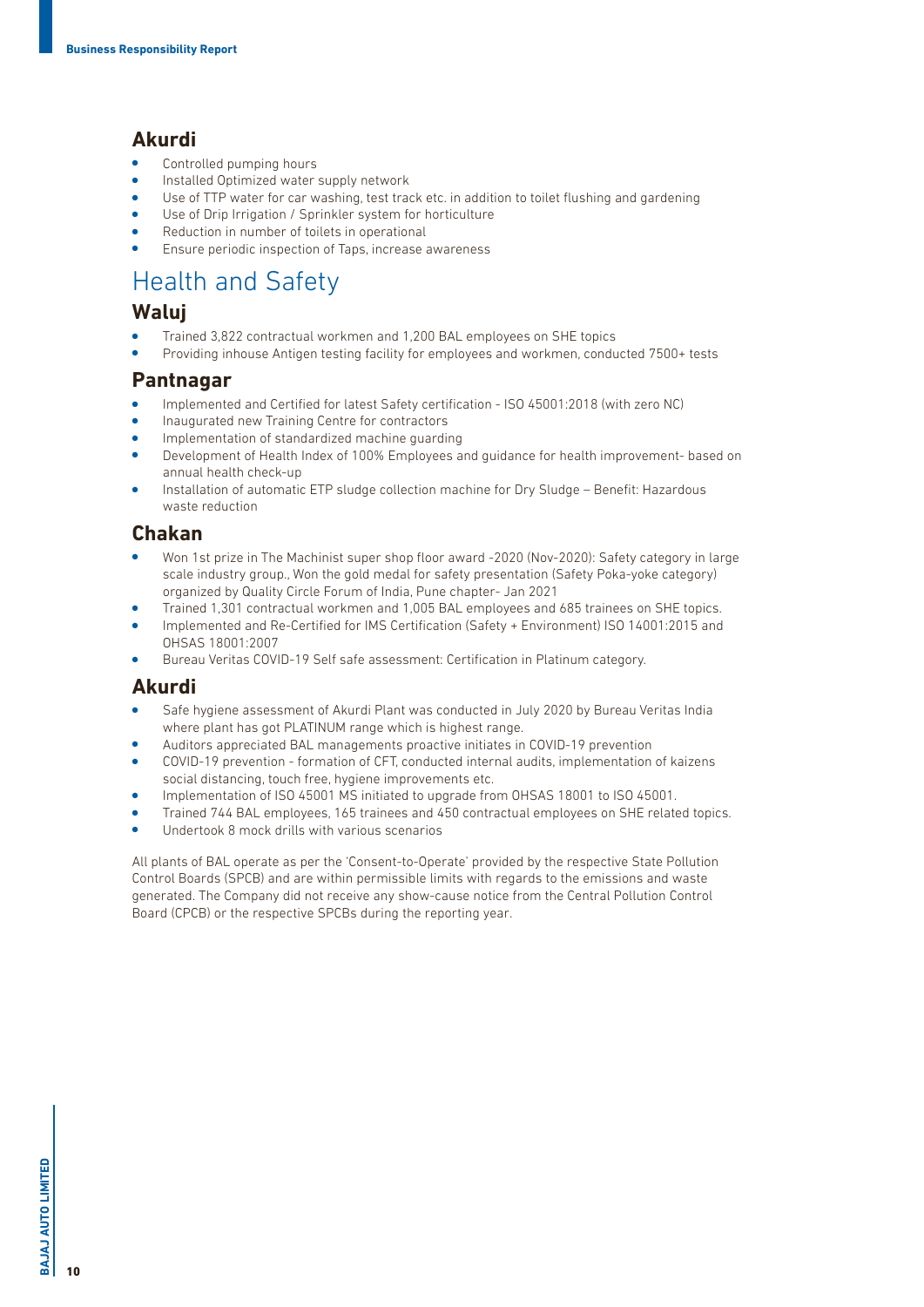### Akurdi

- Controlled pumping hours
- Installed Optimized water supply network
- Use of TTP water for car washing, test track etc. in addition to toilet flushing and gardening
- Use of Drip Irrigation / Sprinkler system for horticulture
- Reduction in number of toilets in operational
- Ensure periodic inspection of Taps, increase awareness

## Health and Safety

### Waluj

- Trained 3,822 contractual workmen and 1,200 BAL employees on SHE topics
- Providing inhouse Antigen testing facility for employees and workmen, conducted 7500+ tests

### Pantnagar

- Implemented and Certified for latest Safety certification - ISO 45001:2018 (with zero NC)
- Inaugurated new Training Centre for contractors
- Implementation of standardized machine guarding
- Development of Health Index of 100% Employees and guidance for health improvement- based on annual health check-up
- Installation of automatic ETP sludge collection machine for Dry Sludge – Benefit: Hazardous waste reduction

### Chakan

- Won 1st prize in The Machinist super shop floor award -2020 (Nov-2020): Safety category in large scale industry group., Won the gold medal for safety presentation (Safety Poka-yoke category) organized by Quality Circle Forum of India, Pune chapter- Jan 2021
- Trained 1,301 contractual workmen and 1,005 BAL employees and 685 trainees on SHE topics.
- Implemented and Re-Certified for IMS Certification (Safety + Environment) ISO 14001:2015 and OHSAS 18001:2007
- Bureau Veritas COVID-19 Self safe assessment: Certification in Platinum category.

### Akurdi

- Safe hygiene assessment of Akurdi Plant was conducted in July 2020 by Bureau Veritas India where plant has got PLATINUM range which is highest range.
- Auditors appreciated BAL managements proactive initiates in COVID-19 prevention
- COVID-19 prevention - formation of CFT, conducted internal audits, implementation of kaizens social distancing, touch free, hygiene improvements etc.
- Implementation of ISO 45001 MS initiated to upgrade from OHSAS 18001 to ISO 45001.
- Trained 744 BAL employees, 165 trainees and 450 contractual employees on SHE related topics.
- Undertook 8 mock drills with various scenarios

All plants of BAL operate as per the 'Consent-to-Operate' provided by the respective State Pollution Control Boards (SPCB) and are within permissible limits with regards to the emissions and waste generated. The Company did not receive any show-cause notice from the Central Pollution Control Board (CPCB) or the respective SPCBs during the reporting year.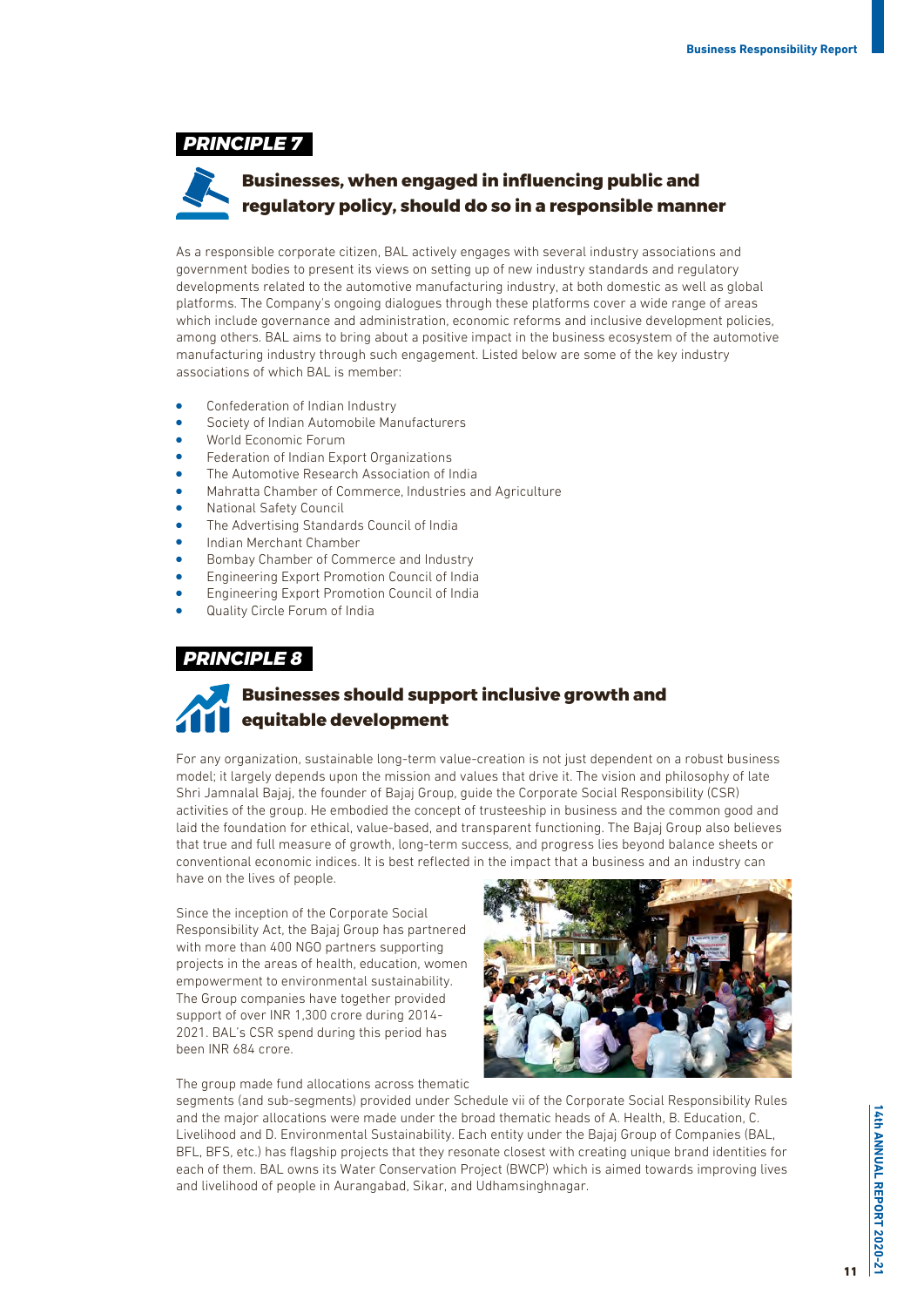## PRINCIPLE 7

### Businesses, when engaged in influencing public and regulatory policy, should do so in a responsible manner

As a responsible corporate citizen, BAL actively engages with several industry associations and government bodies to present its views on setting up of new industry standards and regulatory developments related to the automotive manufacturing industry, at both domestic as well as global platforms. The Company's ongoing dialogues through these platforms cover a wide range of areas which include governance and administration, economic reforms and inclusive development policies, among others. BAL aims to bring about a positive impact in the business ecosystem of the automotive manufacturing industry through such engagement. Listed below are some of the key industry associations of which BAL is member:

- Confederation of Indian Industry
- Society of Indian Automobile Manufacturers
- World Economic Forum
- Federation of Indian Export Organizations
- The Automotive Research Association of India
- Mahratta Chamber of Commerce, Industries and Agriculture
- National Safety Council
- The Advertising Standards Council of India
- Indian Merchant Chamber
- Bombay Chamber of Commerce and Industry
- Engineering Export Promotion Council of India
- Engineering Export Promotion Council of India
- Quality Circle Forum of India

## PRINCIPLE 8

### Businesses should support inclusive growth and equitable development

For any organization, sustainable long-term value-creation is not just dependent on a robust business model; it largely depends upon the mission and values that drive it. The vision and philosophy of late Shri Jamnalal Bajaj, the founder of Bajaj Group, guide the Corporate Social Responsibility (CSR) activities of the group. He embodied the concept of trusteeship in business and the common good and laid the foundation for ethical, value-based, and transparent functioning. The Bajaj Group also believes that true and full measure of growth, long-term success, and progress lies beyond balance sheets or conventional economic indices. It is best reflected in the impact that a business and an industry can have on the lives of people.

Since the inception of the Corporate Social Responsibility Act, the Bajaj Group has partnered with more than 400 NGO partners supporting projects in the areas of health, education, women empowerment to environmental sustainability. The Group companies have together provided support of over INR 1,300 crore during 2014-2021. BAL's CSR spend during this period has been INR 684 crore.

The group made fund allocations across thematic segments (and sub-segments) provided under Schedule vii of the Corporate Social Responsibility Rules and the major allocations were made under the broad thematic heads of A. Health, B. Education, C. Livelihood and D. Environmental Sustainability. Each entity under the Bajaj Group of Companies (BAL, BFL, BFS, etc.) has flagship projects that they resonate closest with creating unique brand identities for each of them. BAL owns its Water Conservation Project (BWCP) which is aimed towards improving lives and livelihood of people in Aurangabad, Sikar, and Udhamsinghnagar.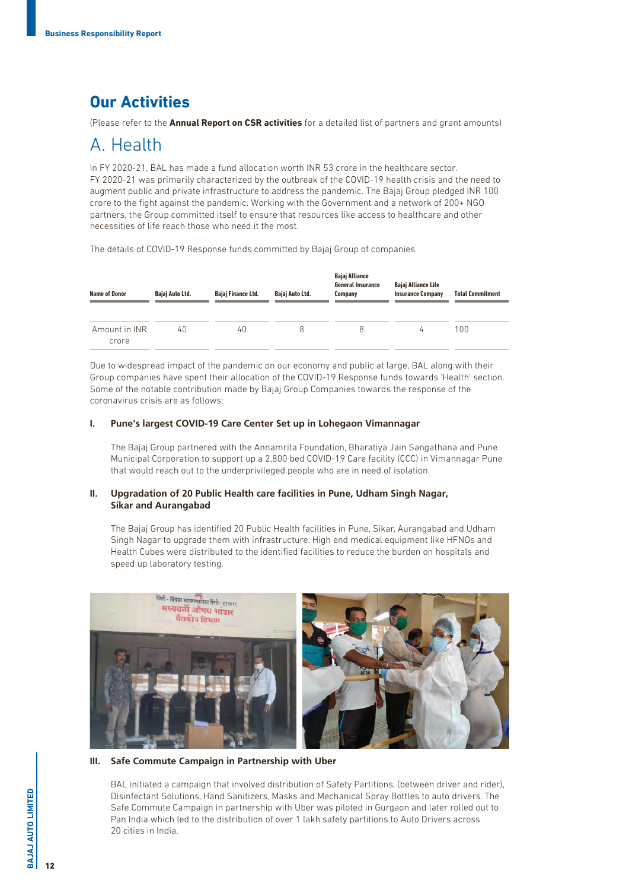# Our Activities

(Please refer to the **Annual Report on CSR activities** for a detailed list of partners and grant amounts)

## A. Health

In FY 2020-21, BAL has made a fund allocation worth INR 53 crore in the healthcare sector. FY 2020-21 was primarily characterized by the outbreak of the COVID-19 health crisis and the need to augment public and private infrastructure to address the pandemic. The Bajaj Group pledged INR 100 crore to the fight against the pandemic. Working with the Government and a network of 200+ NGO partners, the Group committed itself to ensure that resources like access to healthcare and other necessities of life reach those who need it the most.

The details of COVID-19 Response funds committed by Bajaj Group of companies

| Name of Donor | Bajaj Auto Ltd. | Bajaj Finance Ltd. | Bajaj Auto Ltd. | Bajaj Alliance General Insurance Company | Bajaj Alliance Life Insurance Company | Total Commitment |
|---|---|---|---|---|---|---|
| Amount in INR crore | 40 | 40 | 8 | 8 | 4 | 100 |

Due to widespread impact of the pandemic on our economy and public at large, BAL along with their Group companies have spent their allocation of the COVID-19 Response funds towards 'Health' section. Some of the notable contribution made by Bajaj Group Companies towards the response of the coronavirus crisis are as follows:

### I. Pune's largest COVID-19 Care Center Set up in Lohegaon Vimannagar

The Bajaj Group partnered with the Annamrita Foundation, Bharatiya Jain Sangathana and Pune Municipal Corporation to support up a 2,800 bed COVID-19 Care facility (CCC) in Vimannagar Pune that would reach out to the underprivileged people who are in need of isolation.

### II. Upgradation of 20 Public Health care facilities in Pune, Udham Singh Nagar, Sikar and Aurangabad

The Bajaj Group has identified 20 Public Health facilities in Pune, Sikar, Aurangabad and Udham Singh Nagar to upgrade them with infrastructure. High end medical equipment like HFNOs and Health Cubes were distributed to the identified facilities to reduce the burden on hospitals and speed up laboratory testing.

### III. Safe Commute Campaign in Partnership with Uber

BAL initiated a campaign that involved distribution of Safety Partitions, (between driver and rider), Disinfectant Solutions, Hand Sanitizers, Masks and Mechanical Spray Bottles to auto drivers. The Safe Commute Campaign in partnership with Uber was piloted in Gurgaon and later rolled out to Pan India which led to the distribution of over 1 lakh safety partitions to Auto Drivers across 20 cities in India.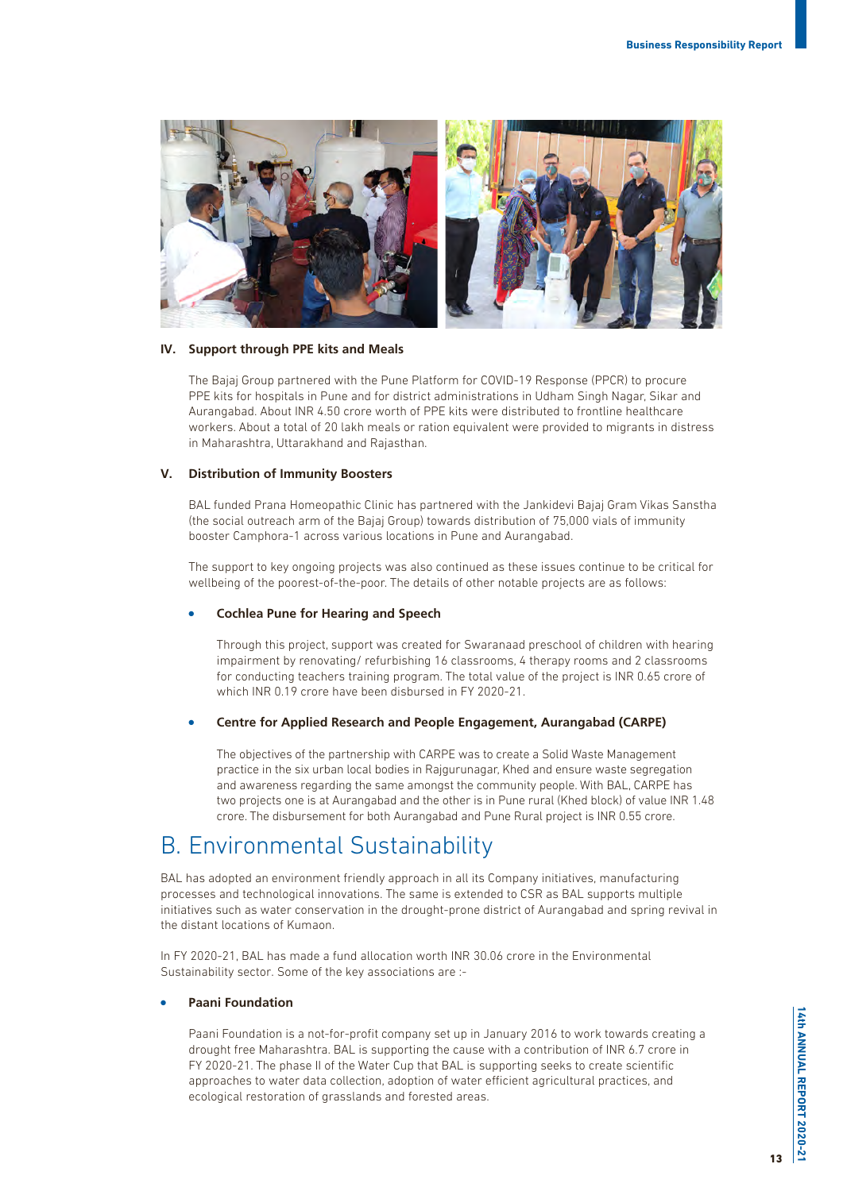### IV. Support through PPE kits and Meals

The Bajaj Group partnered with the Pune Platform for COVID-19 Response (PPCR) to procure PPE kits for hospitals in Pune and for district administrations in Udham Singh Nagar, Sikar and Aurangabad. About INR 4.50 crore worth of PPE kits were distributed to frontline healthcare workers. About a total of 20 lakh meals or ration equivalent were provided to migrants in distress in Maharashtra, Uttarakhand and Rajasthan.

### V. Distribution of Immunity Boosters

BAL funded Prana Homeopathic Clinic has partnered with the Jankidevi Bajaj Gram Vikas Sanstha (the social outreach arm of the Bajaj Group) towards distribution of 75,000 vials of immunity booster Camphora-1 across various locations in Pune and Aurangabad.

The support to key ongoing projects was also continued as these issues continue to be critical for wellbeing of the poorest-of-the-poor. The details of other notable projects are as follows:

- **Cochlea Pune for Hearing and Speech**

  Through this project, support was created for Swaranaad preschool of children with hearing impairment by renovating/ refurbishing 16 classrooms, 4 therapy rooms and 2 classrooms for conducting teachers training program. The total value of the project is INR 0.65 crore of which INR 0.19 crore have been disbursed in FY 2020-21.

- **Centre for Applied Research and People Engagement, Aurangabad (CARPE)**

  The objectives of the partnership with CARPE was to create a Solid Waste Management practice in the six urban local bodies in Rajgurunagar, Khed and ensure waste segregation and awareness regarding the same amongst the community people. With BAL, CARPE has two projects one is at Aurangabad and the other is in Pune rural (Khed block) of value INR 1.48 crore. The disbursement for both Aurangabad and Pune Rural project is INR 0.55 crore.

# B. Environmental Sustainability

BAL has adopted an environment friendly approach in all its Company initiatives, manufacturing processes and technological innovations. The same is extended to CSR as BAL supports multiple initiatives such as water conservation in the drought-prone district of Aurangabad and spring revival in the distant locations of Kumaon.

In FY 2020-21, BAL has made a fund allocation worth INR 30.06 crore in the Environmental Sustainability sector. Some of the key associations are :-

- **Paani Foundation**

  Paani Foundation is a not-for-profit company set up in January 2016 to work towards creating a drought free Maharashtra. BAL is supporting the cause with a contribution of INR 6.7 crore in FY 2020-21. The phase II of the Water Cup that BAL is supporting seeks to create scientific approaches to water data collection, adoption of water efficient agricultural practices, and ecological restoration of grasslands and forested areas.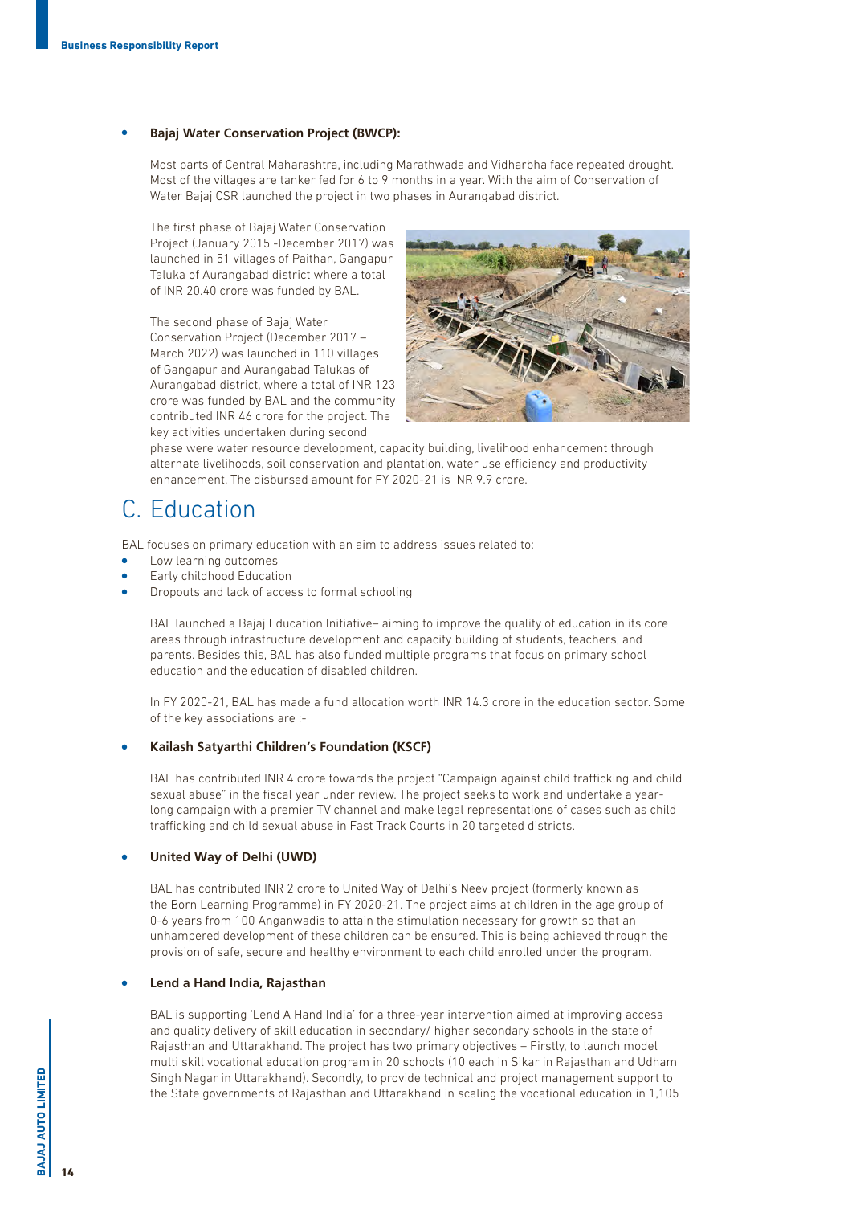- **Bajaj Water Conservation Project (BWCP):**

  Most parts of Central Maharashtra, including Marathwada and Vidharbha face repeated drought. Most of the villages are tanker fed for 6 to 9 months in a year. With the aim of Conservation of Water Bajaj CSR launched the project in two phases in Aurangabad district.

  The first phase of Bajaj Water Conservation Project (January 2015 -December 2017) was launched in 51 villages of Paithan, Gangapur Taluka of Aurangabad district where a total of INR 20.40 crore was funded by BAL.

  The second phase of Bajaj Water Conservation Project (December 2017 – March 2022) was launched in 110 villages of Gangapur and Aurangabad Talukas of Aurangabad district, where a total of INR 123 crore was funded by BAL and the community contributed INR 46 crore for the project. The key activities undertaken during second phase were water resource development, capacity building, livelihood enhancement through alternate livelihoods, soil conservation and plantation, water use efficiency and productivity enhancement. The disbursed amount for FY 2020-21 is INR 9.9 crore.

## C. Education

BAL focuses on primary education with an aim to address issues related to:

- Low learning outcomes
- Early childhood Education
- Dropouts and lack of access to formal schooling

BAL launched a Bajaj Education Initiative– aiming to improve the quality of education in its core areas through infrastructure development and capacity building of students, teachers, and parents. Besides this, BAL has also funded multiple programs that focus on primary school education and the education of disabled children.

In FY 2020-21, BAL has made a fund allocation worth INR 14.3 crore in the education sector. Some of the key associations are :-

- **Kailash Satyarthi Children's Foundation (KSCF)**

  BAL has contributed INR 4 crore towards the project "Campaign against child trafficking and child sexual abuse" in the fiscal year under review. The project seeks to work and undertake a year-long campaign with a premier TV channel and make legal representations of cases such as child trafficking and child sexual abuse in Fast Track Courts in 20 targeted districts.

- **United Way of Delhi (UWD)**

  BAL has contributed INR 2 crore to United Way of Delhi's Neev project (formerly known as the Born Learning Programme) in FY 2020-21. The project aims at children in the age group of 0-6 years from 100 Anganwadis to attain the stimulation necessary for growth so that an unhampered development of these children can be ensured. This is being achieved through the provision of safe, secure and healthy environment to each child enrolled under the program.

- **Lend a Hand India, Rajasthan**

  BAL is supporting 'Lend A Hand India' for a three-year intervention aimed at improving access and quality delivery of skill education in secondary/ higher secondary schools in the state of Rajasthan and Uttarakhand. The project has two primary objectives – Firstly, to launch model multi skill vocational education program in 20 schools (10 each in Sikar in Rajasthan and Udham Singh Nagar in Uttarakhand). Secondly, to provide technical and project management support to the State governments of Rajasthan and Uttarakhand in scaling the vocational education in 1,105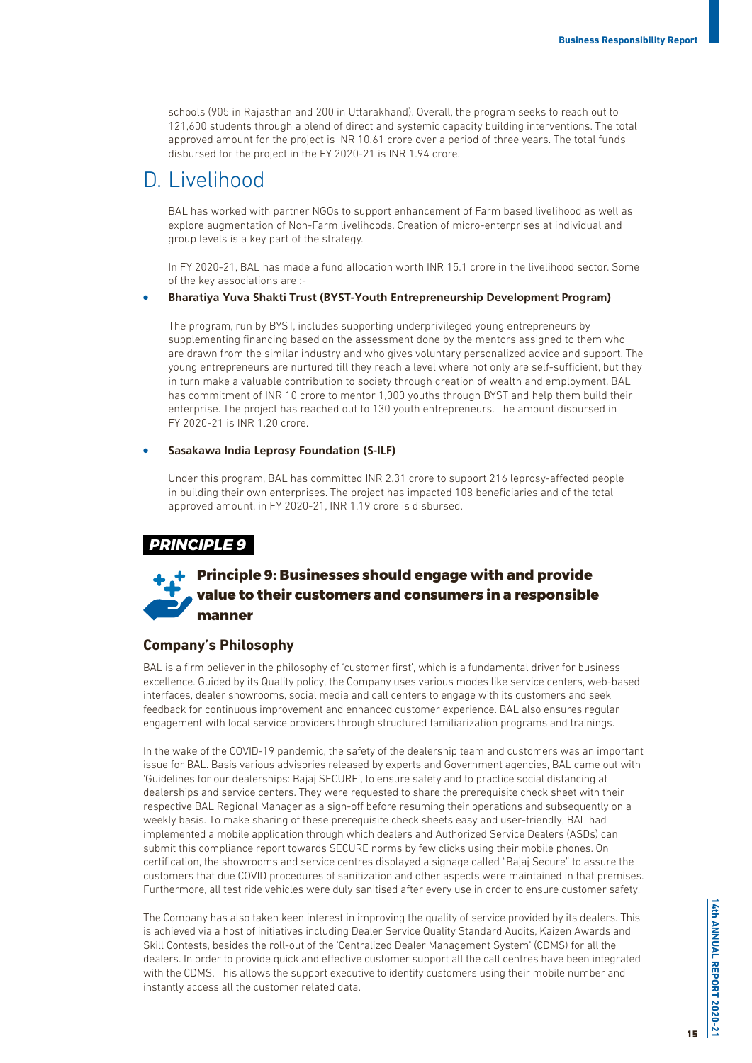schools (905 in Rajasthan and 200 in Uttarakhand). Overall, the program seeks to reach out to 121,600 students through a blend of direct and systemic capacity building interventions. The total approved amount for the project is INR 10.61 crore over a period of three years. The total funds disbursed for the project in the FY 2020-21 is INR 1.94 crore.

# D. Livelihood

BAL has worked with partner NGOs to support enhancement of Farm based livelihood as well as explore augmentation of Non-Farm livelihoods. Creation of micro-enterprises at individual and group levels is a key part of the strategy.

In FY 2020-21, BAL has made a fund allocation worth INR 15.1 crore in the livelihood sector. Some of the key associations are :-

- **Bharatiya Yuva Shakti Trust (BYST-Youth Entrepreneurship Development Program)**

  The program, run by BYST, includes supporting underprivileged young entrepreneurs by supplementing financing based on the assessment done by the mentors assigned to them who are drawn from the similar industry and who gives voluntary personalized advice and support. The young entrepreneurs are nurtured till they reach a level where not only are self-sufficient, but they in turn make a valuable contribution to society through creation of wealth and employment. BAL has commitment of INR 10 crore to mentor 1,000 youths through BYST and help them build their enterprise. The project has reached out to 130 youth entrepreneurs. The amount disbursed in FY 2020-21 is INR 1.20 crore.

- **Sasakawa India Leprosy Foundation (S-ILF)**

  Under this program, BAL has committed INR 2.31 crore to support 216 leprosy-affected people in building their own enterprises. The project has impacted 108 beneficiaries and of the total approved amount, in FY 2020-21, INR 1.19 crore is disbursed.

***PRINCIPLE 9***

## Principle 9: Businesses should engage with and provide value to their customers and consumers in a responsible manner

### Company's Philosophy

BAL is a firm believer in the philosophy of 'customer first', which is a fundamental driver for business excellence. Guided by its Quality policy, the Company uses various modes like service centers, web-based interfaces, dealer showrooms, social media and call centers to engage with its customers and seek feedback for continuous improvement and enhanced customer experience. BAL also ensures regular engagement with local service providers through structured familiarization programs and trainings.

In the wake of the COVID-19 pandemic, the safety of the dealership team and customers was an important issue for BAL. Basis various advisories released by experts and Government agencies, BAL came out with 'Guidelines for our dealerships: Bajaj SECURE', to ensure safety and to practice social distancing at dealerships and service centers. They were requested to share the prerequisite check sheet with their respective BAL Regional Manager as a sign-off before resuming their operations and subsequently on a weekly basis. To make sharing of these prerequisite check sheets easy and user-friendly, BAL had implemented a mobile application through which dealers and Authorized Service Dealers (ASDs) can submit this compliance report towards SECURE norms by few clicks using their mobile phones. On certification, the showrooms and service centres displayed a signage called "Bajaj Secure" to assure the customers that due COVID procedures of sanitization and other aspects were maintained in that premises. Furthermore, all test ride vehicles were duly sanitised after every use in order to ensure customer safety.

The Company has also taken keen interest in improving the quality of service provided by its dealers. This is achieved via a host of initiatives including Dealer Service Quality Standard Audits, Kaizen Awards and Skill Contests, besides the roll-out of the 'Centralized Dealer Management System' (CDMS) for all the dealers. In order to provide quick and effective customer support all the call centres have been integrated with the CDMS. This allows the support executive to identify customers using their mobile number and instantly access all the customer related data.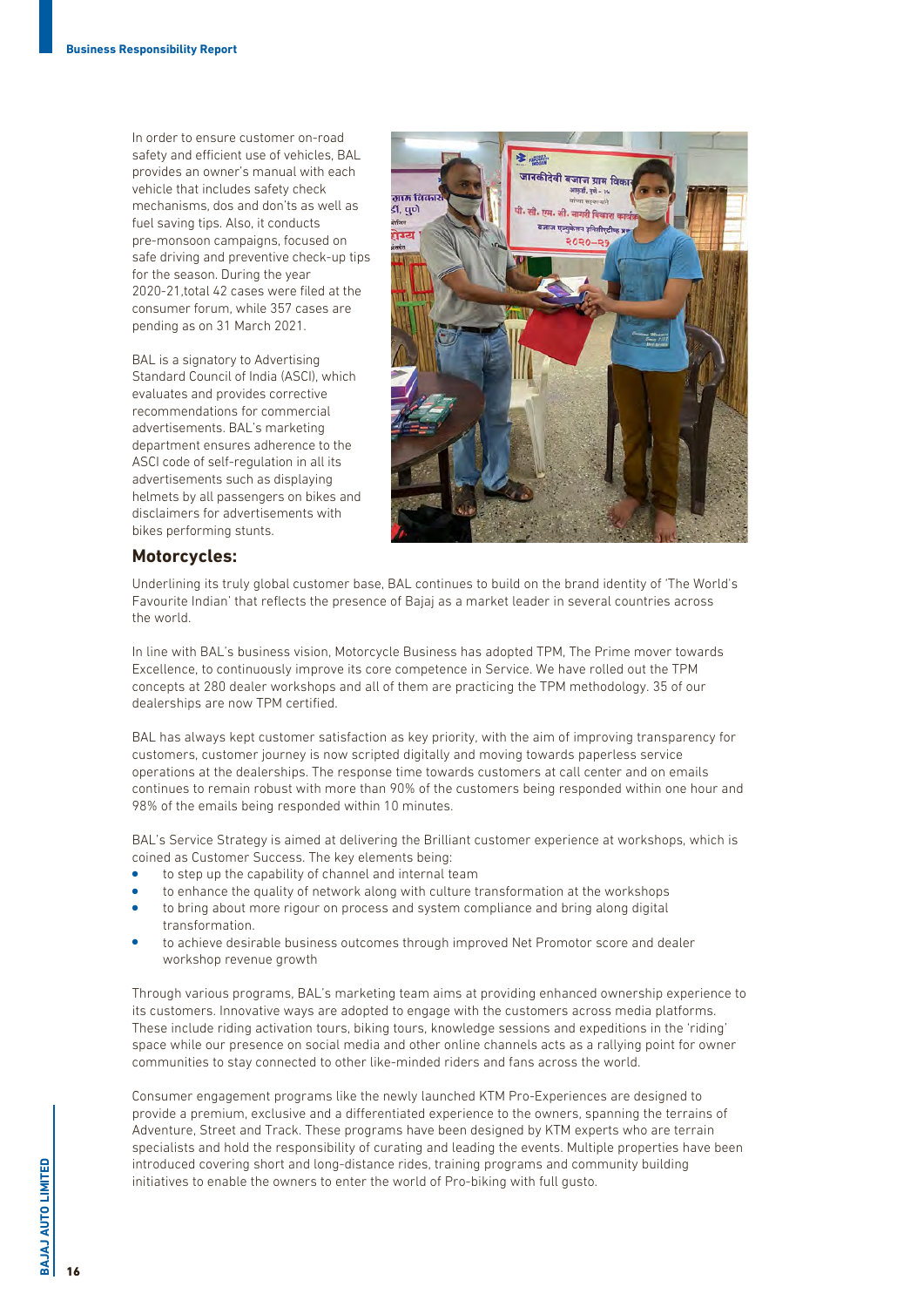In order to ensure customer on-road safety and efficient use of vehicles, BAL provides an owner's manual with each vehicle that includes safety check mechanisms, dos and don'ts as well as fuel saving tips. Also, it conducts pre-monsoon campaigns, focused on safe driving and preventive check-up tips for the season. During the year 2020-21,total 42 cases were filed at the consumer forum, while 357 cases are pending as on 31 March 2021.

BAL is a signatory to Advertising Standard Council of India (ASCI), which evaluates and provides corrective recommendations for commercial advertisements. BAL's marketing department ensures adherence to the ASCI code of self-regulation in all its advertisements such as displaying helmets by all passengers on bikes and disclaimers for advertisements with bikes performing stunts.

## Motorcycles:

Underlining its truly global customer base, BAL continues to build on the brand identity of 'The World's Favourite Indian' that reflects the presence of Bajaj as a market leader in several countries across the world.

In line with BAL's business vision, Motorcycle Business has adopted TPM, The Prime mover towards Excellence, to continuously improve its core competence in Service. We have rolled out the TPM concepts at 280 dealer workshops and all of them are practicing the TPM methodology. 35 of our dealerships are now TPM certified.

BAL has always kept customer satisfaction as key priority, with the aim of improving transparency for customers, customer journey is now scripted digitally and moving towards paperless service operations at the dealerships. The response time towards customers at call center and on emails continues to remain robust with more than 90% of the customers being responded within one hour and 98% of the emails being responded within 10 minutes.

BAL's Service Strategy is aimed at delivering the Brilliant customer experience at workshops, which is coined as Customer Success. The key elements being:

- to step up the capability of channel and internal team
- to enhance the quality of network along with culture transformation at the workshops
- to bring about more rigour on process and system compliance and bring along digital transformation.
- to achieve desirable business outcomes through improved Net Promotor score and dealer workshop revenue growth

Through various programs, BAL's marketing team aims at providing enhanced ownership experience to its customers. Innovative ways are adopted to engage with the customers across media platforms. These include riding activation tours, biking tours, knowledge sessions and expeditions in the 'riding' space while our presence on social media and other online channels acts as a rallying point for owner communities to stay connected to other like-minded riders and fans across the world.

Consumer engagement programs like the newly launched KTM Pro-Experiences are designed to provide a premium, exclusive and a differentiated experience to the owners, spanning the terrains of Adventure, Street and Track. These programs have been designed by KTM experts who are terrain specialists and hold the responsibility of curating and leading the events. Multiple properties have been introduced covering short and long-distance rides, training programs and community building initiatives to enable the owners to enter the world of Pro-biking with full gusto.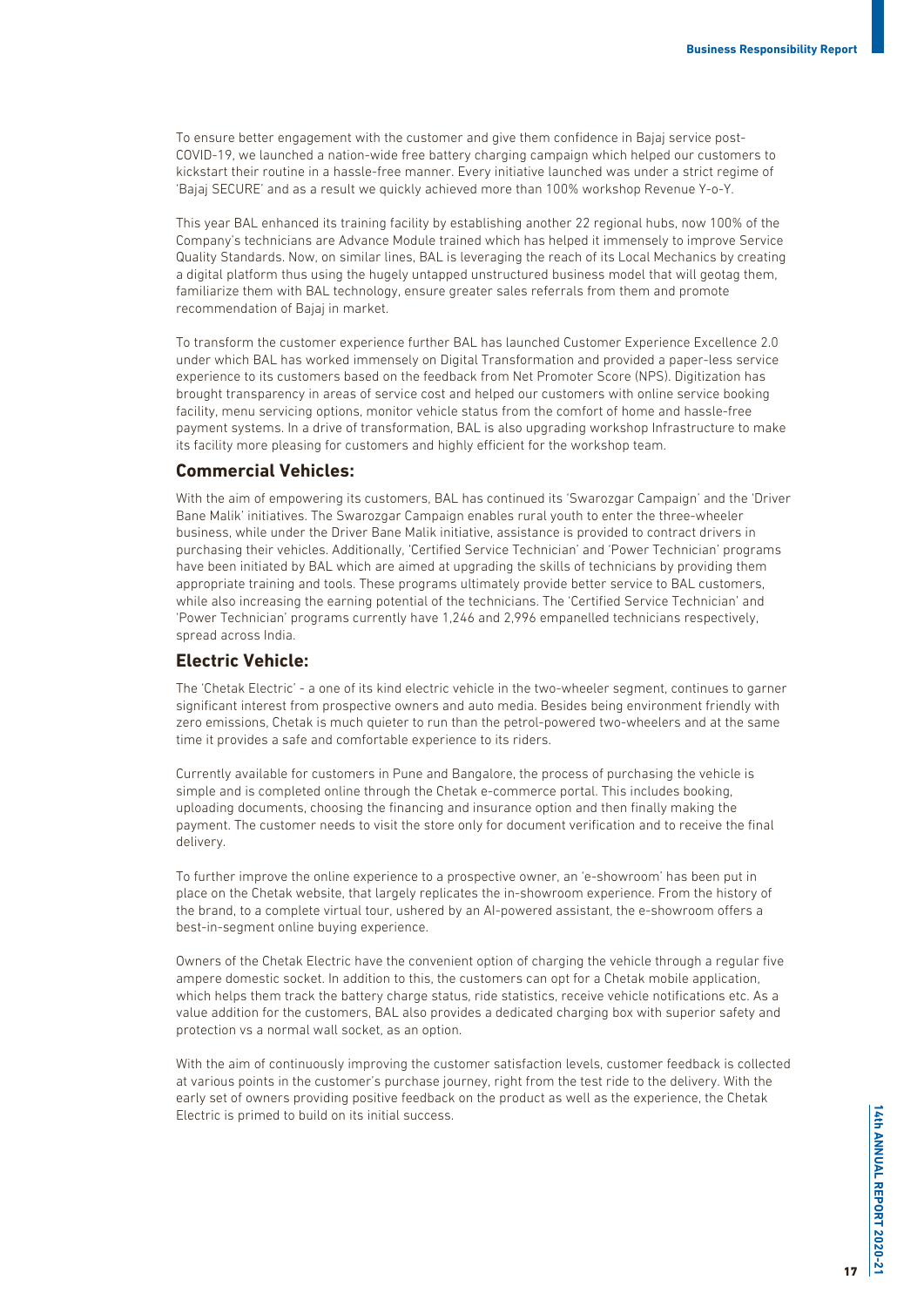To ensure better engagement with the customer and give them confidence in Bajaj service post-COVID-19, we launched a nation-wide free battery charging campaign which helped our customers to kickstart their routine in a hassle-free manner. Every initiative launched was under a strict regime of 'Bajaj SECURE' and as a result we quickly achieved more than 100% workshop Revenue Y-o-Y.

This year BAL enhanced its training facility by establishing another 22 regional hubs, now 100% of the Company's technicians are Advance Module trained which has helped it immensely to improve Service Quality Standards. Now, on similar lines, BAL is leveraging the reach of its Local Mechanics by creating a digital platform thus using the hugely untapped unstructured business model that will geotag them, familiarize them with BAL technology, ensure greater sales referrals from them and promote recommendation of Bajaj in market.

To transform the customer experience further BAL has launched Customer Experience Excellence 2.0 under which BAL has worked immensely on Digital Transformation and provided a paper-less service experience to its customers based on the feedback from Net Promoter Score (NPS). Digitization has brought transparency in areas of service cost and helped our customers with online service booking facility, menu servicing options, monitor vehicle status from the comfort of home and hassle-free payment systems. In a drive of transformation, BAL is also upgrading workshop Infrastructure to make its facility more pleasing for customers and highly efficient for the workshop team.

### Commercial Vehicles:

With the aim of empowering its customers, BAL has continued its 'Swarozgar Campaign' and the 'Driver Bane Malik' initiatives. The Swarozgar Campaign enables rural youth to enter the three-wheeler business, while under the Driver Bane Malik initiative, assistance is provided to contract drivers in purchasing their vehicles. Additionally, 'Certified Service Technician' and 'Power Technician' programs have been initiated by BAL which are aimed at upgrading the skills of technicians by providing them appropriate training and tools. These programs ultimately provide better service to BAL customers, while also increasing the earning potential of the technicians. The 'Certified Service Technician' and 'Power Technician' programs currently have 1,246 and 2,996 empanelled technicians respectively, spread across India.

### Electric Vehicle:

The 'Chetak Electric' - a one of its kind electric vehicle in the two-wheeler segment, continues to garner significant interest from prospective owners and auto media. Besides being environment friendly with zero emissions, Chetak is much quieter to run than the petrol-powered two-wheelers and at the same time it provides a safe and comfortable experience to its riders.

Currently available for customers in Pune and Bangalore, the process of purchasing the vehicle is simple and is completed online through the Chetak e-commerce portal. This includes booking, uploading documents, choosing the financing and insurance option and then finally making the payment. The customer needs to visit the store only for document verification and to receive the final delivery.

To further improve the online experience to a prospective owner, an 'e-showroom' has been put in place on the Chetak website, that largely replicates the in-showroom experience. From the history of the brand, to a complete virtual tour, ushered by an AI-powered assistant, the e-showroom offers a best-in-segment online buying experience.

Owners of the Chetak Electric have the convenient option of charging the vehicle through a regular five ampere domestic socket. In addition to this, the customers can opt for a Chetak mobile application, which helps them track the battery charge status, ride statistics, receive vehicle notifications etc. As a value addition for the customers, BAL also provides a dedicated charging box with superior safety and protection vs a normal wall socket, as an option.

With the aim of continuously improving the customer satisfaction levels, customer feedback is collected at various points in the customer's purchase journey, right from the test ride to the delivery. With the early set of owners providing positive feedback on the product as well as the experience, the Chetak Electric is primed to build on its initial success.